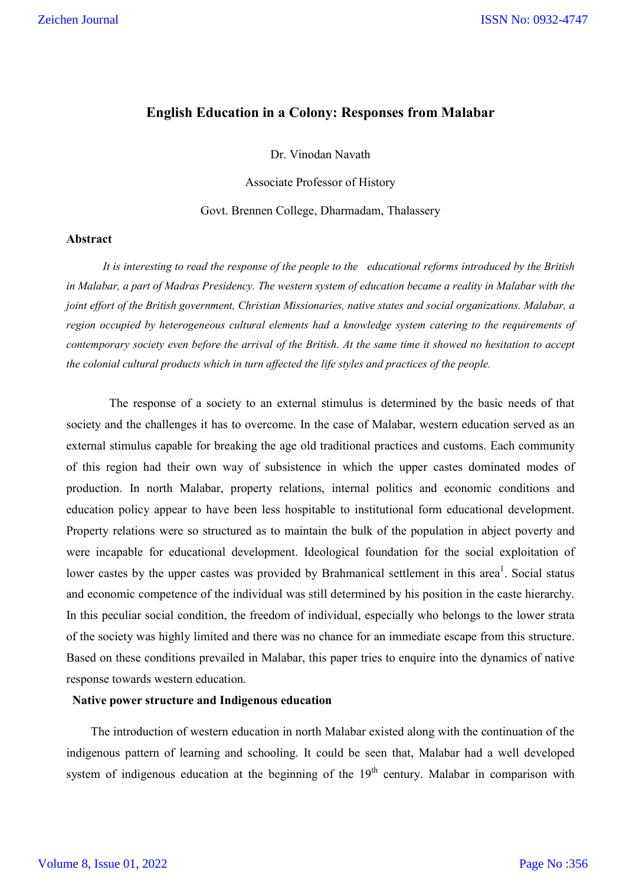# English Education in a Colony: Responses from Malabar

Dr. Vinodan Navath

Associate Professor of History

Govt. Brennen College, Dharmadam, Thalassery

## Abstract

*It is interesting to read the response of the people to the educational reforms introduced by the British in Malabar, a part of Madras Presidency. The western system of education became a reality in Malabar with the joint effort of the British government, Christian Missionaries, native states and social organizations. Malabar, a region occupied by heterogeneous cultural elements had a knowledge system catering to the requirements of contemporary society even before the arrival of the British. At the same time it showed no hesitation to accept the colonial cultural products which in turn affected the life styles and practices of the people.*

The response of a society to an external stimulus is determined by the basic needs of that society and the challenges it has to overcome. In the case of Malabar, western education served as an external stimulus capable for breaking the age old traditional practices and customs. Each community of this region had their own way of subsistence in which the upper castes dominated modes of production. In north Malabar, property relations, internal politics and economic conditions and education policy appear to have been less hospitable to institutional form educational development. Property relations were so structured as to maintain the bulk of the population in abject poverty and were incapable for educational development. Ideological foundation for the social exploitation of lower castes by the upper castes was provided by Brahmanical settlement in this area[1]. Social status and economic competence of the individual was still determined by his position in the caste hierarchy. In this peculiar social condition, the freedom of individual, especially who belongs to the lower strata of the society was highly limited and there was no chance for an immediate escape from this structure. Based on these conditions prevailed in Malabar, this paper tries to enquire into the dynamics of native response towards western education.

## Native power structure and Indigenous education

The introduction of western education in north Malabar existed along with the continuation of the indigenous pattern of learning and schooling. It could be seen that, Malabar had a well developed system of indigenous education at the beginning of the 19th century. Malabar in comparison with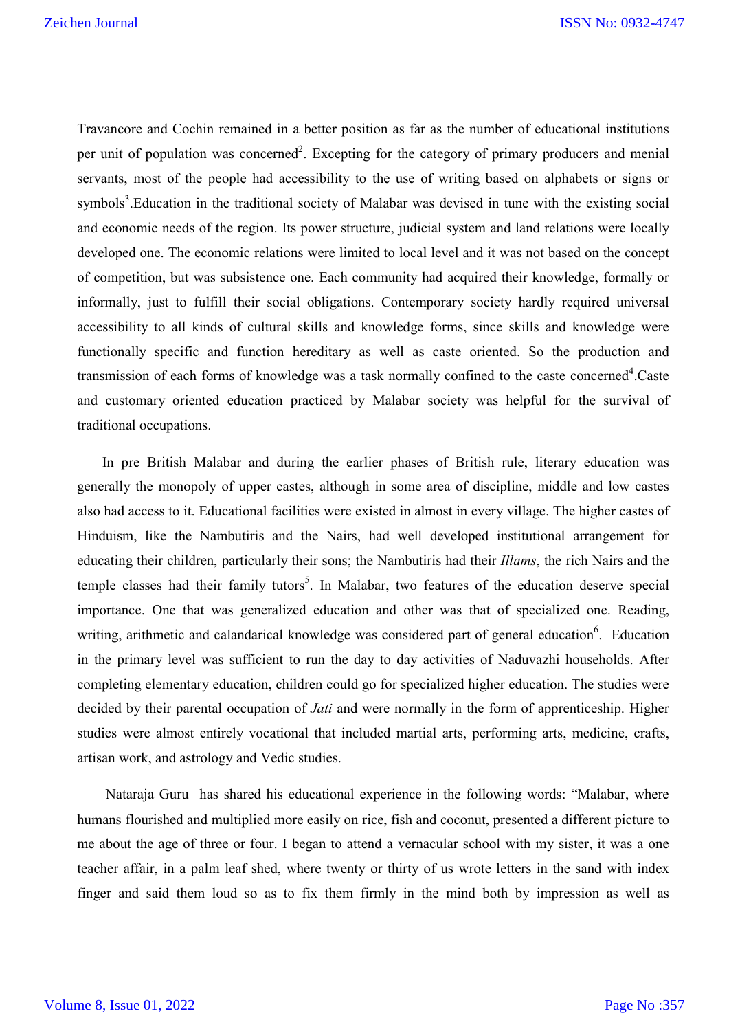Travancore and Cochin remained in a better position as far as the number of educational institutions per unit of population was concerned[2]. Excepting for the category of primary producers and menial servants, most of the people had accessibility to the use of writing based on alphabets or signs or symbols[3].Education in the traditional society of Malabar was devised in tune with the existing social and economic needs of the region. Its power structure, judicial system and land relations were locally developed one. The economic relations were limited to local level and it was not based on the concept of competition, but was subsistence one. Each community had acquired their knowledge, formally or informally, just to fulfill their social obligations. Contemporary society hardly required universal accessibility to all kinds of cultural skills and knowledge forms, since skills and knowledge were functionally specific and function hereditary as well as caste oriented. So the production and transmission of each forms of knowledge was a task normally confined to the caste concerned[4].Caste and customary oriented education practiced by Malabar society was helpful for the survival of traditional occupations.

In pre British Malabar and during the earlier phases of British rule, literary education was generally the monopoly of upper castes, although in some area of discipline, middle and low castes also had access to it. Educational facilities were existed in almost in every village. The higher castes of Hinduism, like the Nambutiris and the Nairs, had well developed institutional arrangement for educating their children, particularly their sons; the Nambutiris had their *Illams*, the rich Nairs and the temple classes had their family tutors[5]. In Malabar, two features of the education deserve special importance. One that was generalized education and other was that of specialized one. Reading, writing, arithmetic and calandarical knowledge was considered part of general education[6]. Education in the primary level was sufficient to run the day to day activities of Naduvazhi households. After completing elementary education, children could go for specialized higher education. The studies were decided by their parental occupation of *Jati* and were normally in the form of apprenticeship. Higher studies were almost entirely vocational that included martial arts, performing arts, medicine, crafts, artisan work, and astrology and Vedic studies.

Nataraja Guru has shared his educational experience in the following words: "Malabar, where humans flourished and multiplied more easily on rice, fish and coconut, presented a different picture to me about the age of three or four. I began to attend a vernacular school with my sister, it was a one teacher affair, in a palm leaf shed, where twenty or thirty of us wrote letters in the sand with index finger and said them loud so as to fix them firmly in the mind both by impression as well as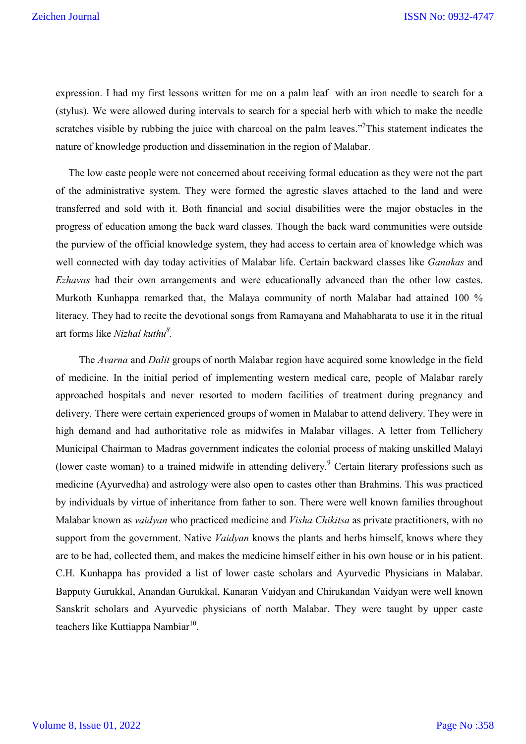expression. I had my first lessons written for me on a palm leaf with an iron needle to search for a (stylus). We were allowed during intervals to search for a special herb with which to make the needle scratches visible by rubbing the juice with charcoal on the palm leaves."[7]This statement indicates the nature of knowledge production and dissemination in the region of Malabar.

The low caste people were not concerned about receiving formal education as they were not the part of the administrative system. They were formed the agrestic slaves attached to the land and were transferred and sold with it. Both financial and social disabilities were the major obstacles in the progress of education among the back ward classes. Though the back ward communities were outside the purview of the official knowledge system, they had access to certain area of knowledge which was well connected with day today activities of Malabar life. Certain backward classes like *Ganakas* and *Ezhavas* had their own arrangements and were educationally advanced than the other low castes. Murkoth Kunhappa remarked that, the Malaya community of north Malabar had attained 100 % literacy. They had to recite the devotional songs from Ramayana and Mahabharata to use it in the ritual art forms like *Nizhal kuthu*[8].

The *Avarna* and *Dalit* groups of north Malabar region have acquired some knowledge in the field of medicine. In the initial period of implementing western medical care, people of Malabar rarely approached hospitals and never resorted to modern facilities of treatment during pregnancy and delivery. There were certain experienced groups of women in Malabar to attend delivery. They were in high demand and had authoritative role as midwifes in Malabar villages. A letter from Tellichery Municipal Chairman to Madras government indicates the colonial process of making unskilled Malayi (lower caste woman) to a trained midwife in attending delivery.[9] Certain literary professions such as medicine (Ayurvedha) and astrology were also open to castes other than Brahmins. This was practiced by individuals by virtue of inheritance from father to son. There were well known families throughout Malabar known as *vaidyan* who practiced medicine and *Visha Chikitsa* as private practitioners, with no support from the government. Native *Vaidyan* knows the plants and herbs himself, knows where they are to be had, collected them, and makes the medicine himself either in his own house or in his patient. C.H. Kunhappa has provided a list of lower caste scholars and Ayurvedic Physicians in Malabar. Bapputy Gurukkal, Anandan Gurukkal, Kanaran Vaidyan and Chirukandan Vaidyan were well known Sanskrit scholars and Ayurvedic physicians of north Malabar. They were taught by upper caste teachers like Kuttiappa Nambiar[10].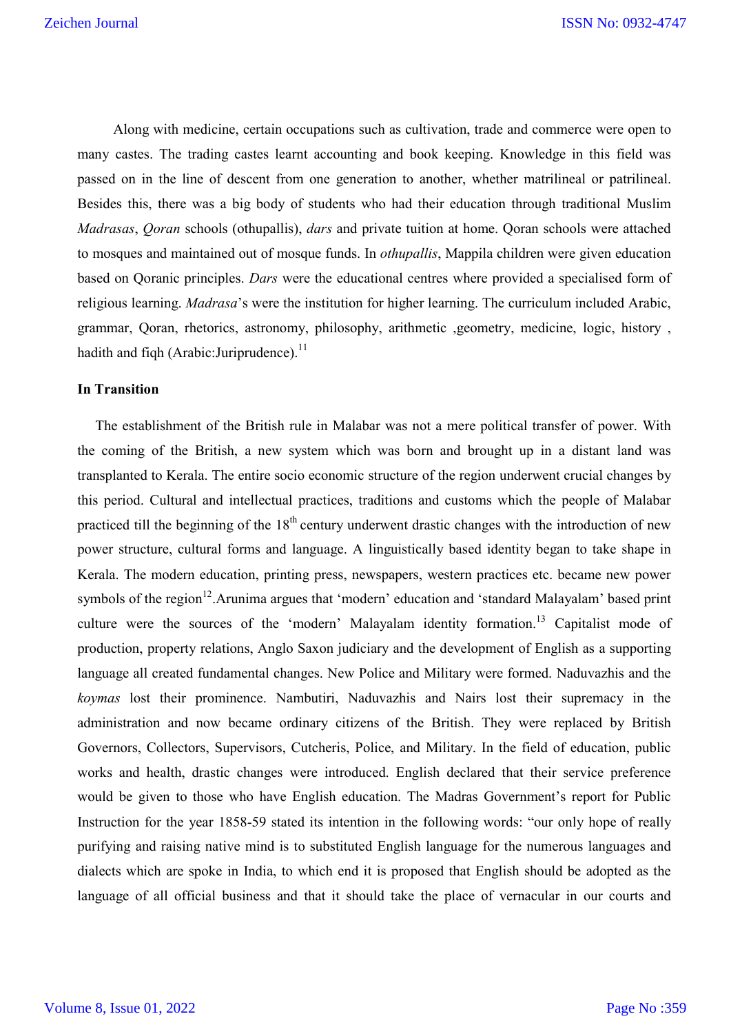Along with medicine, certain occupations such as cultivation, trade and commerce were open to many castes. The trading castes learnt accounting and book keeping. Knowledge in this field was passed on in the line of descent from one generation to another, whether matrilineal or patrilineal. Besides this, there was a big body of students who had their education through traditional Muslim *Madrasas*, *Qoran* schools (othupallis), *dars* and private tuition at home. Qoran schools were attached to mosques and maintained out of mosque funds. In *othupallis*, Mappila children were given education based on Qoranic principles. *Dars* were the educational centres where provided a specialised form of religious learning. *Madrasa*'s were the institution for higher learning. The curriculum included Arabic, grammar, Qoran, rhetorics, astronomy, philosophy, arithmetic ,geometry, medicine, logic, history , hadith and fiqh (Arabic:Juriprudence).[11]

**In Transition**

The establishment of the British rule in Malabar was not a mere political transfer of power. With the coming of the British, a new system which was born and brought up in a distant land was transplanted to Kerala. The entire socio economic structure of the region underwent crucial changes by this period. Cultural and intellectual practices, traditions and customs which the people of Malabar practiced till the beginning of the 18th century underwent drastic changes with the introduction of new power structure, cultural forms and language. A linguistically based identity began to take shape in Kerala. The modern education, printing press, newspapers, western practices etc. became new power symbols of the region[12].Arunima argues that 'modern' education and 'standard Malayalam' based print culture were the sources of the 'modern' Malayalam identity formation.[13] Capitalist mode of production, property relations, Anglo Saxon judiciary and the development of English as a supporting language all created fundamental changes. New Police and Military were formed. Naduvazhis and the *koymas* lost their prominence. Nambutiri, Naduvazhis and Nairs lost their supremacy in the administration and now became ordinary citizens of the British. They were replaced by British Governors, Collectors, Supervisors, Cutcheris, Police, and Military. In the field of education, public works and health, drastic changes were introduced. English declared that their service preference would be given to those who have English education. The Madras Government's report for Public Instruction for the year 1858-59 stated its intention in the following words: "our only hope of really purifying and raising native mind is to substituted English language for the numerous languages and dialects which are spoke in India, to which end it is proposed that English should be adopted as the language of all official business and that it should take the place of vernacular in our courts and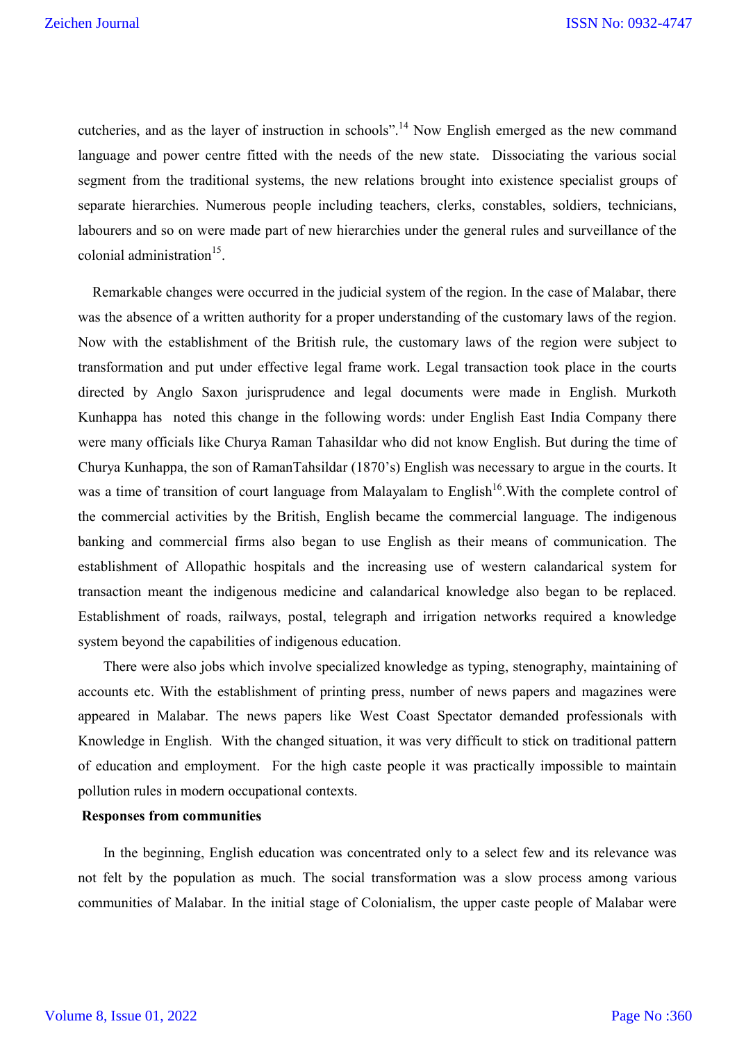cutcheries, and as the layer of instruction in schools".[14] Now English emerged as the new command language and power centre fitted with the needs of the new state. Dissociating the various social segment from the traditional systems, the new relations brought into existence specialist groups of separate hierarchies. Numerous people including teachers, clerks, constables, soldiers, technicians, labourers and so on were made part of new hierarchies under the general rules and surveillance of the colonial administration[15].

Remarkable changes were occurred in the judicial system of the region. In the case of Malabar, there was the absence of a written authority for a proper understanding of the customary laws of the region. Now with the establishment of the British rule, the customary laws of the region were subject to transformation and put under effective legal frame work. Legal transaction took place in the courts directed by Anglo Saxon jurisprudence and legal documents were made in English. Murkoth Kunhappa has noted this change in the following words: under English East India Company there were many officials like Churya Raman Tahasildar who did not know English. But during the time of Churya Kunhappa, the son of RamanTahsildar (1870's) English was necessary to argue in the courts. It was a time of transition of court language from Malayalam to English[16].With the complete control of the commercial activities by the British, English became the commercial language. The indigenous banking and commercial firms also began to use English as their means of communication. The establishment of Allopathic hospitals and the increasing use of western calandarical system for transaction meant the indigenous medicine and calandarical knowledge also began to be replaced. Establishment of roads, railways, postal, telegraph and irrigation networks required a knowledge system beyond the capabilities of indigenous education.

There were also jobs which involve specialized knowledge as typing, stenography, maintaining of accounts etc. With the establishment of printing press, number of news papers and magazines were appeared in Malabar. The news papers like West Coast Spectator demanded professionals with Knowledge in English. With the changed situation, it was very difficult to stick on traditional pattern of education and employment. For the high caste people it was practically impossible to maintain pollution rules in modern occupational contexts.

**Responses from communities**

In the beginning, English education was concentrated only to a select few and its relevance was not felt by the population as much. The social transformation was a slow process among various communities of Malabar. In the initial stage of Colonialism, the upper caste people of Malabar were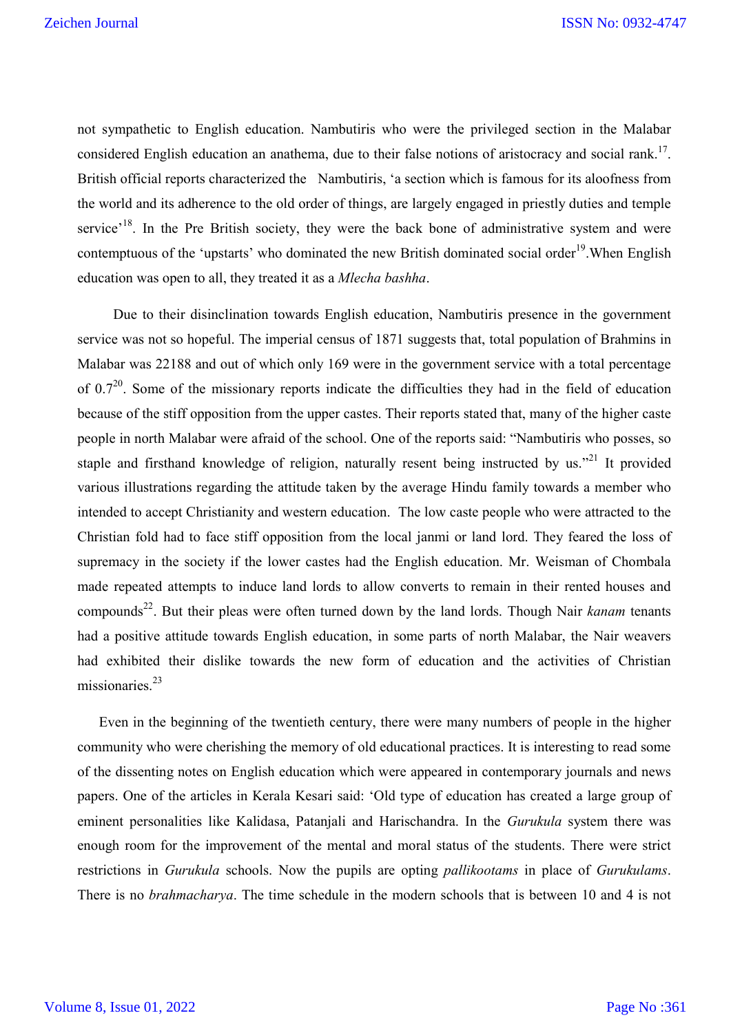not sympathetic to English education. Nambutiris who were the privileged section in the Malabar considered English education an anathema, due to their false notions of aristocracy and social rank.[17]. British official reports characterized the Nambutiris, 'a section which is famous for its aloofness from the world and its adherence to the old order of things, are largely engaged in priestly duties and temple service'[18]. In the Pre British society, they were the back bone of administrative system and were contemptuous of the 'upstarts' who dominated the new British dominated social order[19].When English education was open to all, they treated it as a *Mlecha bashha*.

Due to their disinclination towards English education, Nambutiris presence in the government service was not so hopeful. The imperial census of 1871 suggests that, total population of Brahmins in Malabar was 22188 and out of which only 169 were in the government service with a total percentage of 0.7[20]. Some of the missionary reports indicate the difficulties they had in the field of education because of the stiff opposition from the upper castes. Their reports stated that, many of the higher caste people in north Malabar were afraid of the school. One of the reports said: "Nambutiris who posses, so staple and firsthand knowledge of religion, naturally resent being instructed by us."[21] It provided various illustrations regarding the attitude taken by the average Hindu family towards a member who intended to accept Christianity and western education. The low caste people who were attracted to the Christian fold had to face stiff opposition from the local janmi or land lord. They feared the loss of supremacy in the society if the lower castes had the English education. Mr. Weisman of Chombala made repeated attempts to induce land lords to allow converts to remain in their rented houses and compounds[22]. But their pleas were often turned down by the land lords. Though Nair *kanam* tenants had a positive attitude towards English education, in some parts of north Malabar, the Nair weavers had exhibited their dislike towards the new form of education and the activities of Christian missionaries.[23]

Even in the beginning of the twentieth century, there were many numbers of people in the higher community who were cherishing the memory of old educational practices. It is interesting to read some of the dissenting notes on English education which were appeared in contemporary journals and news papers. One of the articles in Kerala Kesari said: 'Old type of education has created a large group of eminent personalities like Kalidasa, Patanjali and Harischandra. In the *Gurukula* system there was enough room for the improvement of the mental and moral status of the students. There were strict restrictions in *Gurukula* schools. Now the pupils are opting *pallikootams* in place of *Gurukulams*. There is no *brahmacharya*. The time schedule in the modern schools that is between 10 and 4 is not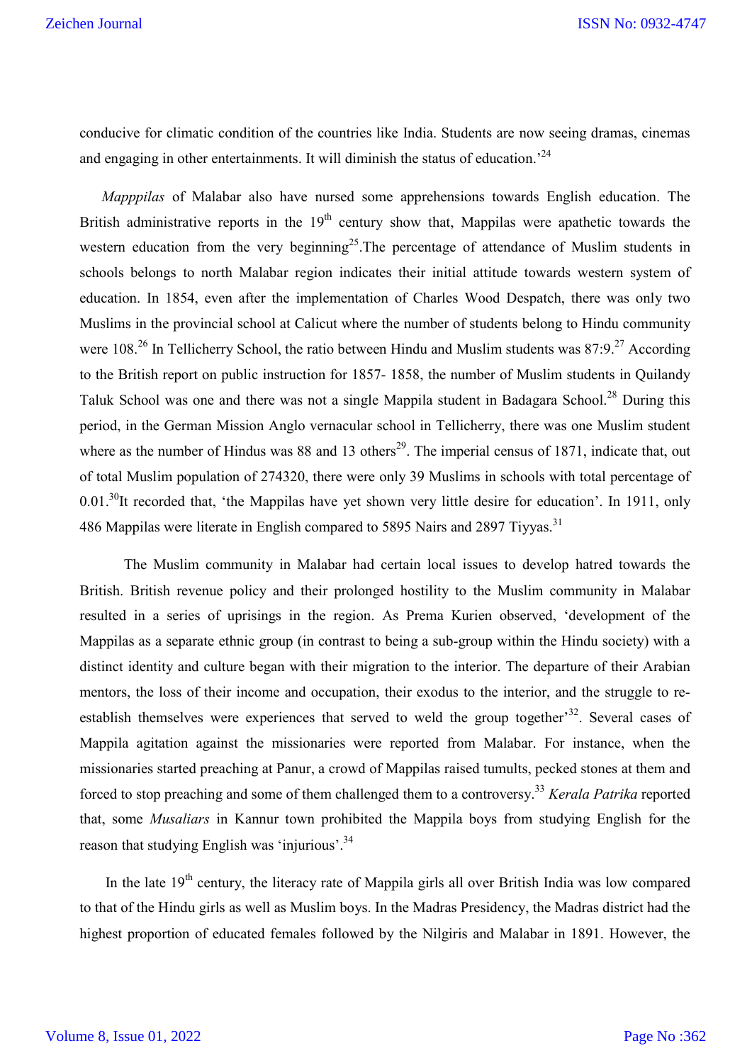conducive for climatic condition of the countries like India. Students are now seeing dramas, cinemas and engaging in other entertainments. It will diminish the status of education.'[24]

*Mapppilas* of Malabar also have nursed some apprehensions towards English education. The British administrative reports in the 19th century show that, Mappilas were apathetic towards the western education from the very beginning[25].The percentage of attendance of Muslim students in schools belongs to north Malabar region indicates their initial attitude towards western system of education. In 1854, even after the implementation of Charles Wood Despatch, there was only two Muslims in the provincial school at Calicut where the number of students belong to Hindu community were 108.[26] In Tellicherry School, the ratio between Hindu and Muslim students was 87:9.[27] According to the British report on public instruction for 1857- 1858, the number of Muslim students in Quilandy Taluk School was one and there was not a single Mappila student in Badagara School.[28] During this period, in the German Mission Anglo vernacular school in Tellicherry, there was one Muslim student where as the number of Hindus was 88 and 13 others[29]. The imperial census of 1871, indicate that, out of total Muslim population of 274320, there were only 39 Muslims in schools with total percentage of 0.01.[30]It recorded that, 'the Mappilas have yet shown very little desire for education'. In 1911, only 486 Mappilas were literate in English compared to 5895 Nairs and 2897 Tiyyas.[31]

The Muslim community in Malabar had certain local issues to develop hatred towards the British. British revenue policy and their prolonged hostility to the Muslim community in Malabar resulted in a series of uprisings in the region. As Prema Kurien observed, 'development of the Mappilas as a separate ethnic group (in contrast to being a sub-group within the Hindu society) with a distinct identity and culture began with their migration to the interior. The departure of their Arabian mentors, the loss of their income and occupation, their exodus to the interior, and the struggle to re-establish themselves were experiences that served to weld the group together'[32]. Several cases of Mappila agitation against the missionaries were reported from Malabar. For instance, when the missionaries started preaching at Panur, a crowd of Mappilas raised tumults, pecked stones at them and forced to stop preaching and some of them challenged them to a controversy.[33] *Kerala Patrika* reported that, some *Musaliars* in Kannur town prohibited the Mappila boys from studying English for the reason that studying English was 'injurious'.[34]

In the late 19th century, the literacy rate of Mappila girls all over British India was low compared to that of the Hindu girls as well as Muslim boys. In the Madras Presidency, the Madras district had the highest proportion of educated females followed by the Nilgiris and Malabar in 1891. However, the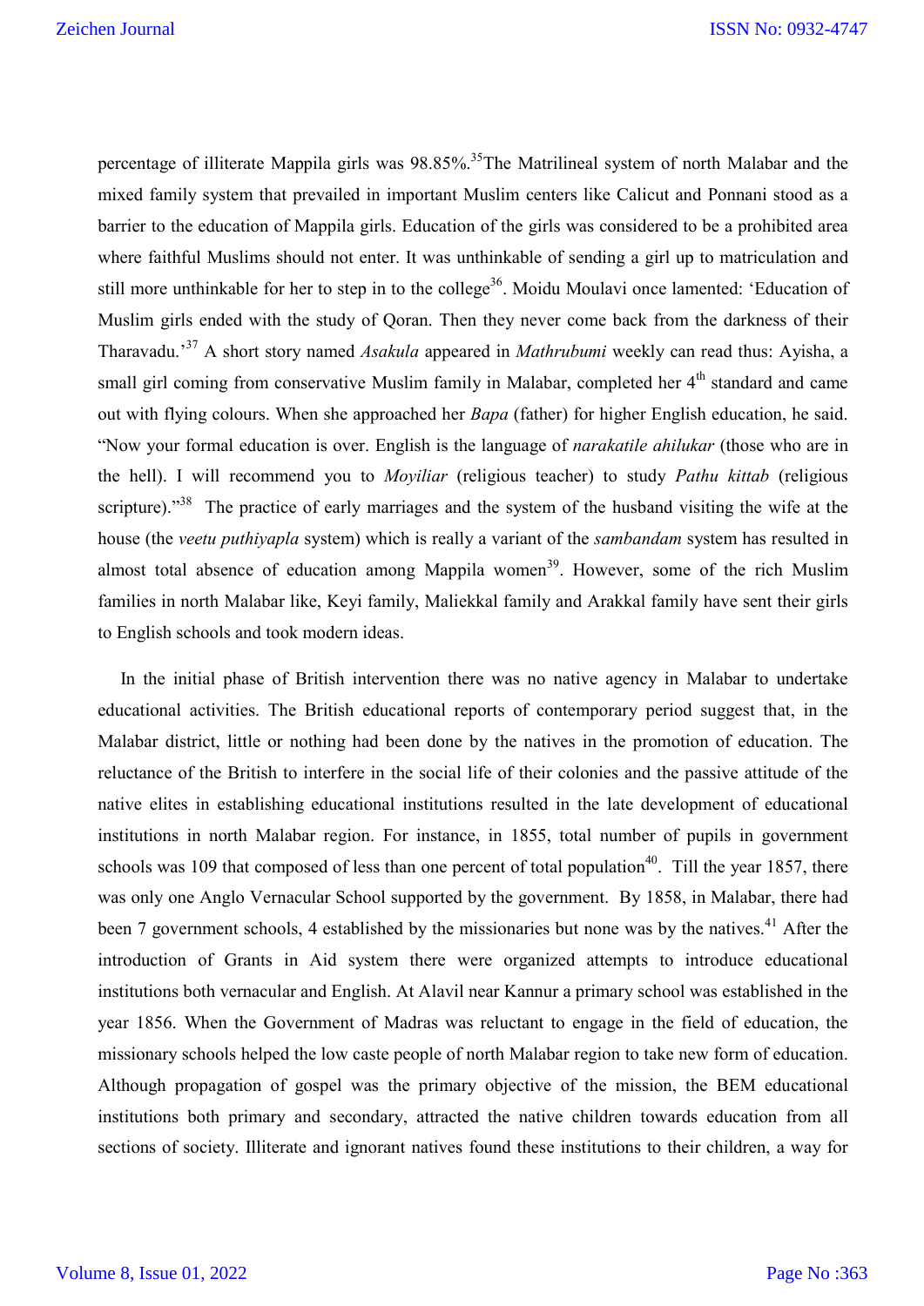percentage of illiterate Mappila girls was 98.85%.[35]The Matrilineal system of north Malabar and the mixed family system that prevailed in important Muslim centers like Calicut and Ponnani stood as a barrier to the education of Mappila girls. Education of the girls was considered to be a prohibited area where faithful Muslims should not enter. It was unthinkable of sending a girl up to matriculation and still more unthinkable for her to step in to the college[36]. Moidu Moulavi once lamented: 'Education of Muslim girls ended with the study of Qoran. Then they never come back from the darkness of their Tharavadu.'[37] A short story named *Asakula* appeared in *Mathrubumi* weekly can read thus: Ayisha, a small girl coming from conservative Muslim family in Malabar, completed her 4th standard and came out with flying colours. When she approached her *Bapa* (father) for higher English education, he said. "Now your formal education is over. English is the language of *narakatile ahilukar* (those who are in the hell). I will recommend you to *Moyiliar* (religious teacher) to study *Pathu kittab* (religious scripture)."[38] The practice of early marriages and the system of the husband visiting the wife at the house (the *veetu puthiyapla* system) which is really a variant of the *sambandam* system has resulted in almost total absence of education among Mappila women[39]. However, some of the rich Muslim families in north Malabar like, Keyi family, Maliekkal family and Arakkal family have sent their girls to English schools and took modern ideas.

In the initial phase of British intervention there was no native agency in Malabar to undertake educational activities. The British educational reports of contemporary period suggest that, in the Malabar district, little or nothing had been done by the natives in the promotion of education. The reluctance of the British to interfere in the social life of their colonies and the passive attitude of the native elites in establishing educational institutions resulted in the late development of educational institutions in north Malabar region. For instance, in 1855, total number of pupils in government schools was 109 that composed of less than one percent of total population[40]. Till the year 1857, there was only one Anglo Vernacular School supported by the government. By 1858, in Malabar, there had been 7 government schools, 4 established by the missionaries but none was by the natives.[41] After the introduction of Grants in Aid system there were organized attempts to introduce educational institutions both vernacular and English. At Alavil near Kannur a primary school was established in the year 1856. When the Government of Madras was reluctant to engage in the field of education, the missionary schools helped the low caste people of north Malabar region to take new form of education. Although propagation of gospel was the primary objective of the mission, the BEM educational institutions both primary and secondary, attracted the native children towards education from all sections of society. Illiterate and ignorant natives found these institutions to their children, a way for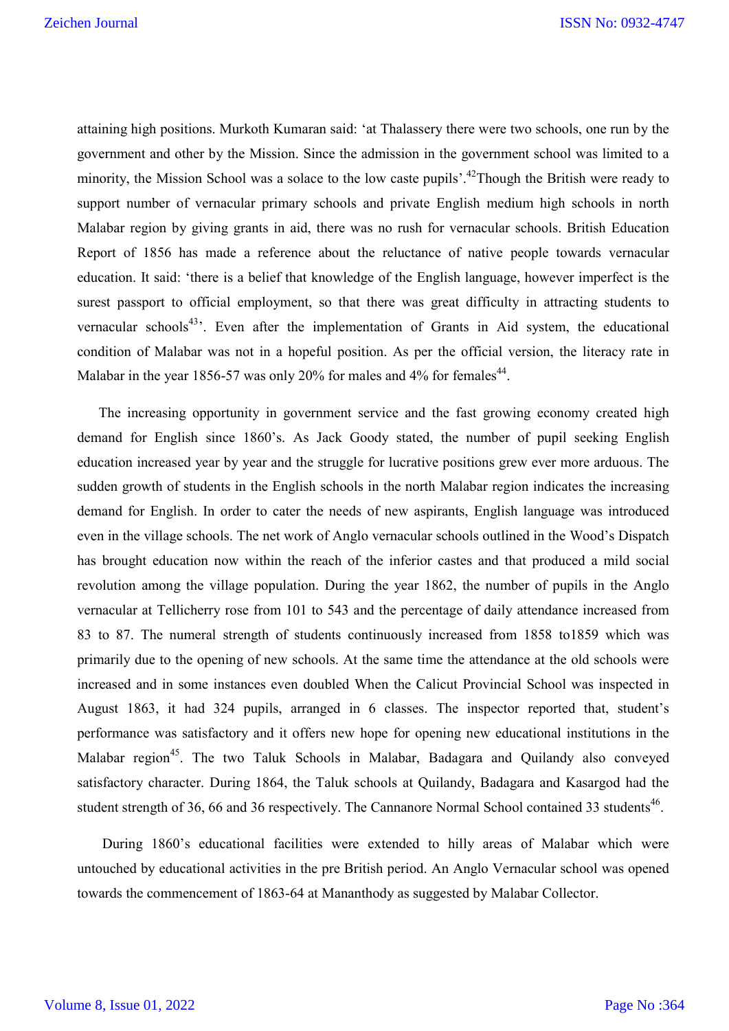attaining high positions. Murkoth Kumaran said: 'at Thalassery there were two schools, one run by the government and other by the Mission. Since the admission in the government school was limited to a minority, the Mission School was a solace to the low caste pupils'.[42]Though the British were ready to support number of vernacular primary schools and private English medium high schools in north Malabar region by giving grants in aid, there was no rush for vernacular schools. British Education Report of 1856 has made a reference about the reluctance of native people towards vernacular education. It said: 'there is a belief that knowledge of the English language, however imperfect is the surest passport to official employment, so that there was great difficulty in attracting students to vernacular schools[43]'. Even after the implementation of Grants in Aid system, the educational condition of Malabar was not in a hopeful position. As per the official version, the literacy rate in Malabar in the year 1856-57 was only 20% for males and 4% for females[44].

The increasing opportunity in government service and the fast growing economy created high demand for English since 1860's. As Jack Goody stated, the number of pupil seeking English education increased year by year and the struggle for lucrative positions grew ever more arduous. The sudden growth of students in the English schools in the north Malabar region indicates the increasing demand for English. In order to cater the needs of new aspirants, English language was introduced even in the village schools. The net work of Anglo vernacular schools outlined in the Wood's Dispatch has brought education now within the reach of the inferior castes and that produced a mild social revolution among the village population. During the year 1862, the number of pupils in the Anglo vernacular at Tellicherry rose from 101 to 543 and the percentage of daily attendance increased from 83 to 87. The numeral strength of students continuously increased from 1858 to1859 which was primarily due to the opening of new schools. At the same time the attendance at the old schools were increased and in some instances even doubled When the Calicut Provincial School was inspected in August 1863, it had 324 pupils, arranged in 6 classes. The inspector reported that, student's performance was satisfactory and it offers new hope for opening new educational institutions in the Malabar region[45]. The two Taluk Schools in Malabar, Badagara and Quilandy also conveyed satisfactory character. During 1864, the Taluk schools at Quilandy, Badagara and Kasargod had the student strength of 36, 66 and 36 respectively. The Cannanore Normal School contained 33 students[46].

During 1860's educational facilities were extended to hilly areas of Malabar which were untouched by educational activities in the pre British period. An Anglo Vernacular school was opened towards the commencement of 1863-64 at Mananthody as suggested by Malabar Collector.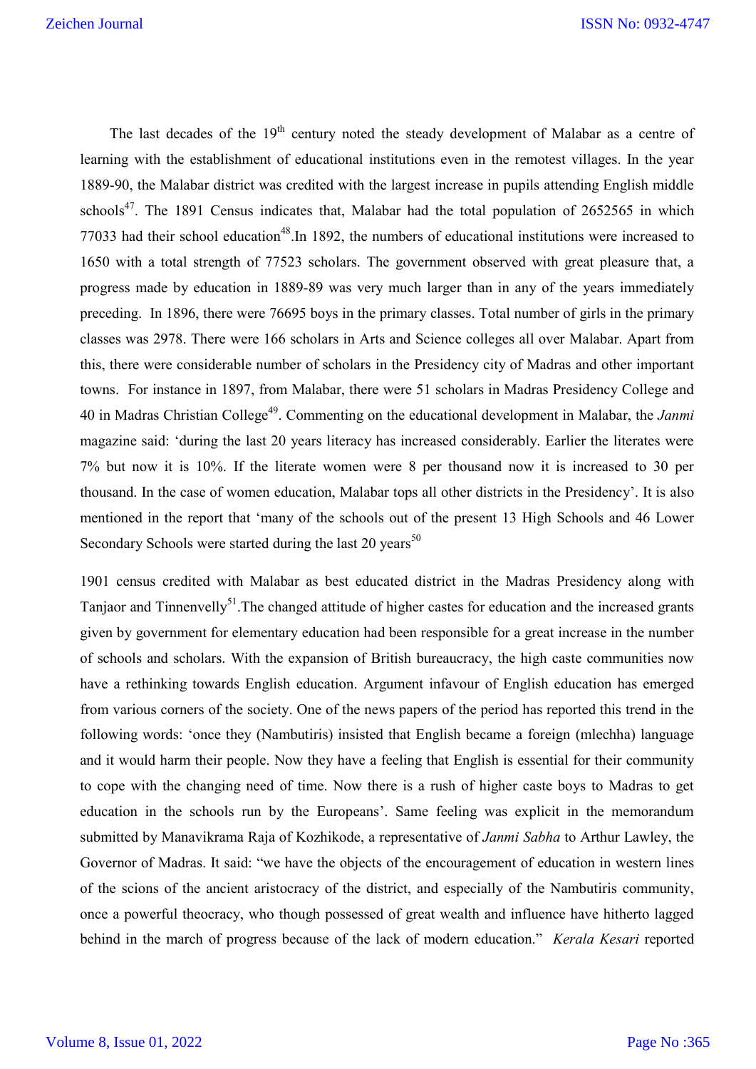The last decades of the 19th century noted the steady development of Malabar as a centre of learning with the establishment of educational institutions even in the remotest villages. In the year 1889-90, the Malabar district was credited with the largest increase in pupils attending English middle schools[47]. The 1891 Census indicates that, Malabar had the total population of 2652565 in which 77033 had their school education[48].In 1892, the numbers of educational institutions were increased to 1650 with a total strength of 77523 scholars. The government observed with great pleasure that, a progress made by education in 1889-89 was very much larger than in any of the years immediately preceding. In 1896, there were 76695 boys in the primary classes. Total number of girls in the primary classes was 2978. There were 166 scholars in Arts and Science colleges all over Malabar. Apart from this, there were considerable number of scholars in the Presidency city of Madras and other important towns. For instance in 1897, from Malabar, there were 51 scholars in Madras Presidency College and 40 in Madras Christian College[49]. Commenting on the educational development in Malabar, the *Janmi* magazine said: 'during the last 20 years literacy has increased considerably. Earlier the literates were 7% but now it is 10%. If the literate women were 8 per thousand now it is increased to 30 per thousand. In the case of women education, Malabar tops all other districts in the Presidency'. It is also mentioned in the report that 'many of the schools out of the present 13 High Schools and 46 Lower Secondary Schools were started during the last 20 years[50]

1901 census credited with Malabar as best educated district in the Madras Presidency along with Tanjaor and Tinnenvelly[51].The changed attitude of higher castes for education and the increased grants given by government for elementary education had been responsible for a great increase in the number of schools and scholars. With the expansion of British bureaucracy, the high caste communities now have a rethinking towards English education. Argument infavour of English education has emerged from various corners of the society. One of the news papers of the period has reported this trend in the following words: 'once they (Nambutiris) insisted that English became a foreign (mlechha) language and it would harm their people. Now they have a feeling that English is essential for their community to cope with the changing need of time. Now there is a rush of higher caste boys to Madras to get education in the schools run by the Europeans'. Same feeling was explicit in the memorandum submitted by Manavikrama Raja of Kozhikode, a representative of *Janmi Sabha* to Arthur Lawley, the Governor of Madras. It said: "we have the objects of the encouragement of education in western lines of the scions of the ancient aristocracy of the district, and especially of the Nambutiris community, once a powerful theocracy, who though possessed of great wealth and influence have hitherto lagged behind in the march of progress because of the lack of modern education." *Kerala Kesari* reported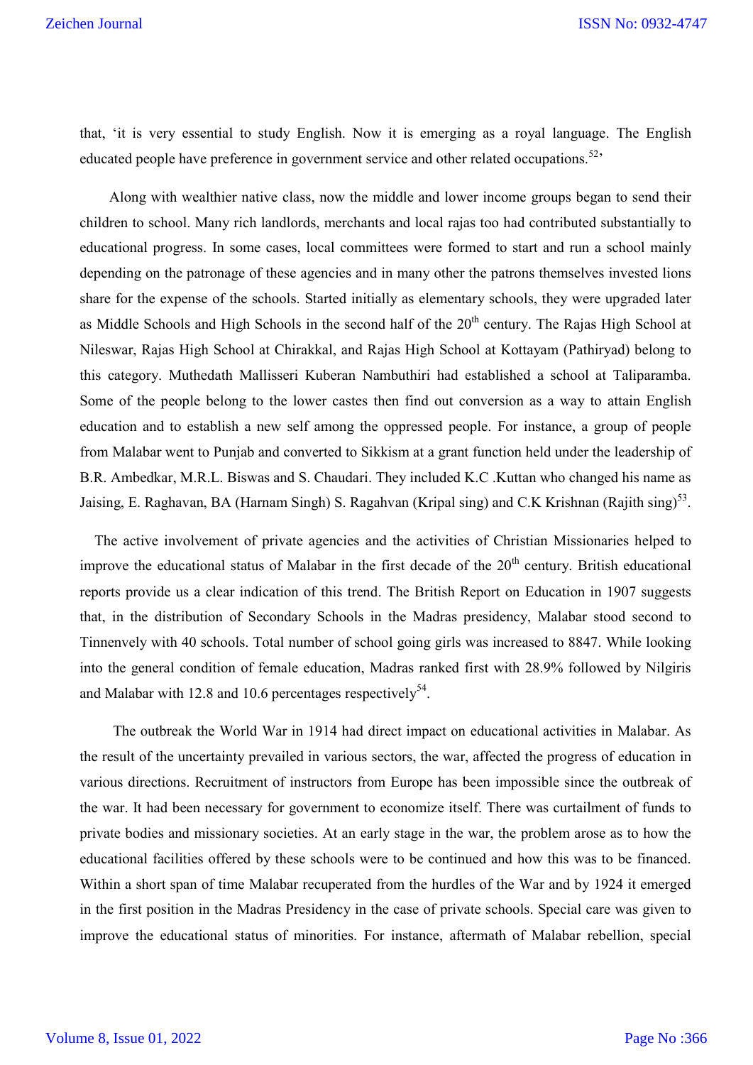that, 'it is very essential to study English. Now it is emerging as a royal language. The English educated people have preference in government service and other related occupations.[52]'

Along with wealthier native class, now the middle and lower income groups began to send their children to school. Many rich landlords, merchants and local rajas too had contributed substantially to educational progress. In some cases, local committees were formed to start and run a school mainly depending on the patronage of these agencies and in many other the patrons themselves invested lions share for the expense of the schools. Started initially as elementary schools, they were upgraded later as Middle Schools and High Schools in the second half of the 20th century. The Rajas High School at Nileswar, Rajas High School at Chirakkal, and Rajas High School at Kottayam (Pathiryad) belong to this category. Muthedath Mallisseri Kuberan Nambuthiri had established a school at Taliparamba. Some of the people belong to the lower castes then find out conversion as a way to attain English education and to establish a new self among the oppressed people. For instance, a group of people from Malabar went to Punjab and converted to Sikkism at a grant function held under the leadership of B.R. Ambedkar, M.R.L. Biswas and S. Chaudari. They included K.C .Kuttan who changed his name as Jaising, E. Raghavan, BA (Harnam Singh) S. Ragahvan (Kripal sing) and C.K Krishnan (Rajith sing)[53].

The active involvement of private agencies and the activities of Christian Missionaries helped to improve the educational status of Malabar in the first decade of the 20th century. British educational reports provide us a clear indication of this trend. The British Report on Education in 1907 suggests that, in the distribution of Secondary Schools in the Madras presidency, Malabar stood second to Tinnenvely with 40 schools. Total number of school going girls was increased to 8847. While looking into the general condition of female education, Madras ranked first with 28.9% followed by Nilgiris and Malabar with 12.8 and 10.6 percentages respectively[54].

The outbreak the World War in 1914 had direct impact on educational activities in Malabar. As the result of the uncertainty prevailed in various sectors, the war, affected the progress of education in various directions. Recruitment of instructors from Europe has been impossible since the outbreak of the war. It had been necessary for government to economize itself. There was curtailment of funds to private bodies and missionary societies. At an early stage in the war, the problem arose as to how the educational facilities offered by these schools were to be continued and how this was to be financed. Within a short span of time Malabar recuperated from the hurdles of the War and by 1924 it emerged in the first position in the Madras Presidency in the case of private schools. Special care was given to improve the educational status of minorities. For instance, aftermath of Malabar rebellion, special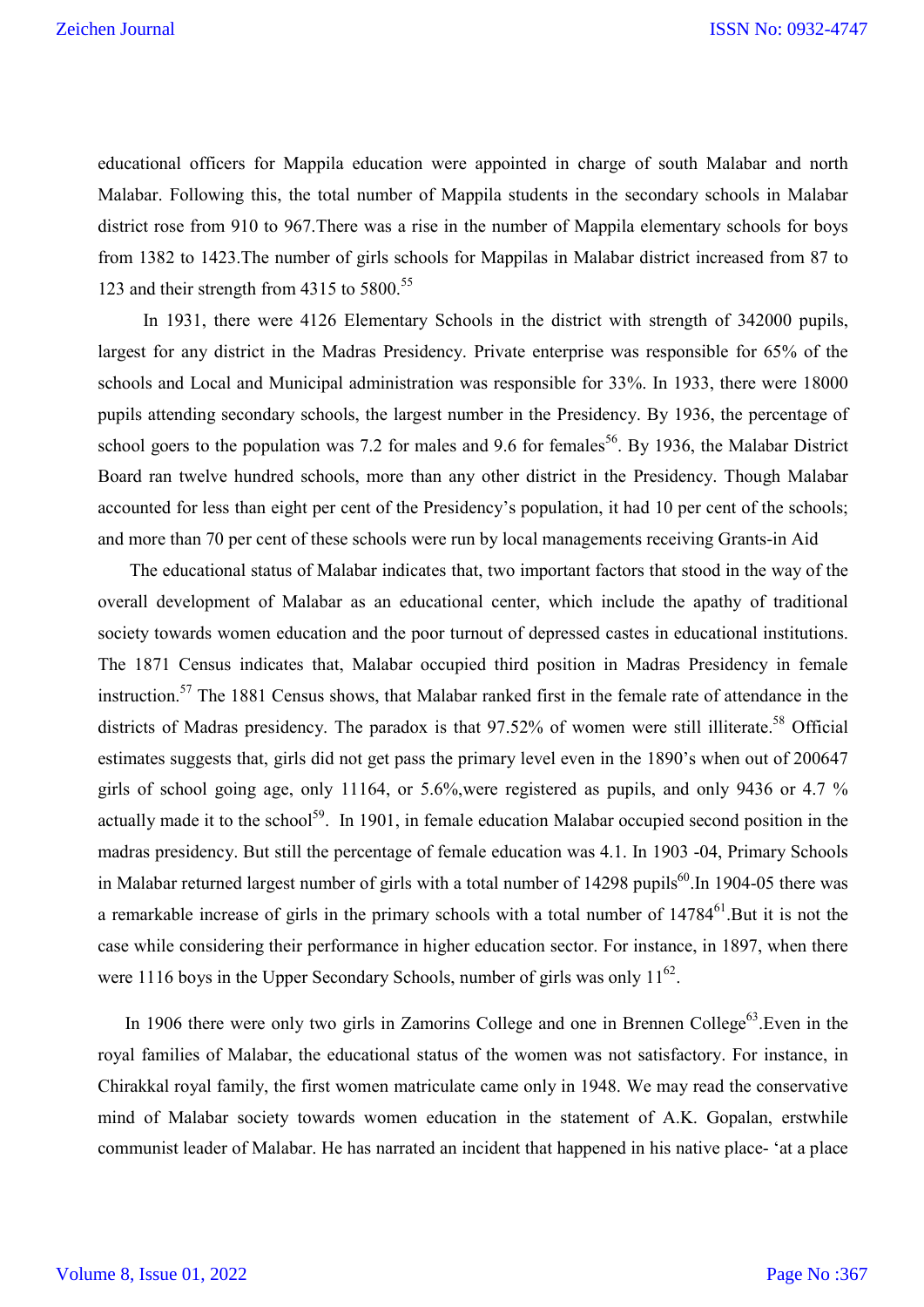educational officers for Mappila education were appointed in charge of south Malabar and north Malabar. Following this, the total number of Mappila students in the secondary schools in Malabar district rose from 910 to 967.There was a rise in the number of Mappila elementary schools for boys from 1382 to 1423.The number of girls schools for Mappilas in Malabar district increased from 87 to 123 and their strength from 4315 to 5800.[55]

In 1931, there were 4126 Elementary Schools in the district with strength of 342000 pupils, largest for any district in the Madras Presidency. Private enterprise was responsible for 65% of the schools and Local and Municipal administration was responsible for 33%. In 1933, there were 18000 pupils attending secondary schools, the largest number in the Presidency. By 1936, the percentage of school goers to the population was 7.2 for males and 9.6 for females[56]. By 1936, the Malabar District Board ran twelve hundred schools, more than any other district in the Presidency. Though Malabar accounted for less than eight per cent of the Presidency's population, it had 10 per cent of the schools; and more than 70 per cent of these schools were run by local managements receiving Grants-in Aid

The educational status of Malabar indicates that, two important factors that stood in the way of the overall development of Malabar as an educational center, which include the apathy of traditional society towards women education and the poor turnout of depressed castes in educational institutions. The 1871 Census indicates that, Malabar occupied third position in Madras Presidency in female instruction.[57] The 1881 Census shows, that Malabar ranked first in the female rate of attendance in the districts of Madras presidency. The paradox is that 97.52% of women were still illiterate.[58] Official estimates suggests that, girls did not get pass the primary level even in the 1890's when out of 200647 girls of school going age, only 11164, or 5.6%,were registered as pupils, and only 9436 or 4.7 % actually made it to the school[59]. In 1901, in female education Malabar occupied second position in the madras presidency. But still the percentage of female education was 4.1. In 1903 -04, Primary Schools in Malabar returned largest number of girls with a total number of 14298 pupils[60].In 1904-05 there was a remarkable increase of girls in the primary schools with a total number of 14784[61].But it is not the case while considering their performance in higher education sector. For instance, in 1897, when there were 1116 boys in the Upper Secondary Schools, number of girls was only 11[62].

In 1906 there were only two girls in Zamorins College and one in Brennen College[63].Even in the royal families of Malabar, the educational status of the women was not satisfactory. For instance, in Chirakkal royal family, the first women matriculate came only in 1948. We may read the conservative mind of Malabar society towards women education in the statement of A.K. Gopalan, erstwhile communist leader of Malabar. He has narrated an incident that happened in his native place- 'at a place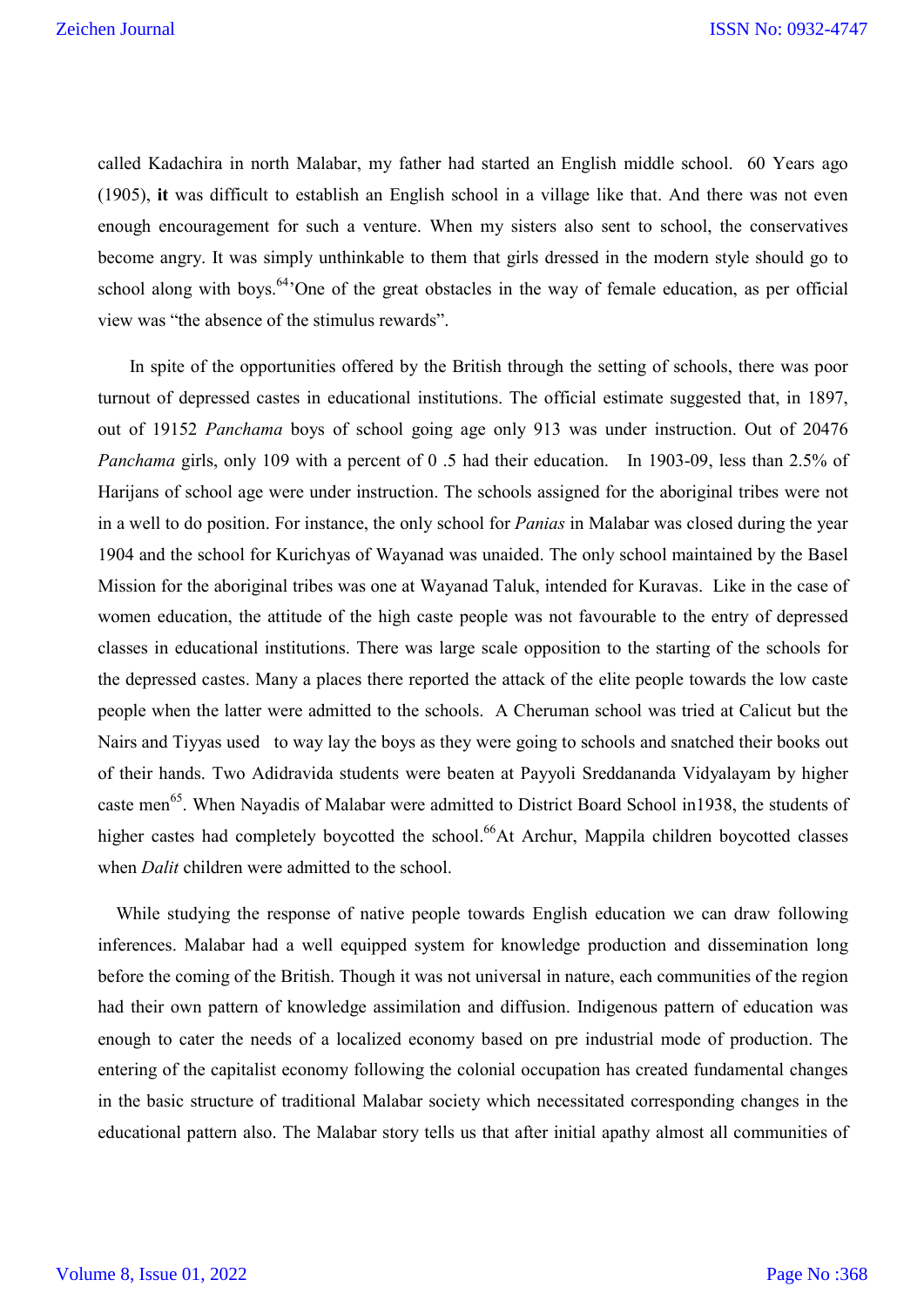called Kadachira in north Malabar, my father had started an English middle school. 60 Years ago (1905), **it** was difficult to establish an English school in a village like that. And there was not even enough encouragement for such a venture. When my sisters also sent to school, the conservatives become angry. It was simply unthinkable to them that girls dressed in the modern style should go to school along with boys.[64]'One of the great obstacles in the way of female education, as per official view was "the absence of the stimulus rewards".

In spite of the opportunities offered by the British through the setting of schools, there was poor turnout of depressed castes in educational institutions. The official estimate suggested that, in 1897, out of 19152 *Panchama* boys of school going age only 913 was under instruction. Out of 20476 *Panchama* girls, only 109 with a percent of 0 .5 had their education. In 1903-09, less than 2.5% of Harijans of school age were under instruction. The schools assigned for the aboriginal tribes were not in a well to do position. For instance, the only school for *Panias* in Malabar was closed during the year 1904 and the school for Kurichyas of Wayanad was unaided. The only school maintained by the Basel Mission for the aboriginal tribes was one at Wayanad Taluk, intended for Kuravas. Like in the case of women education, the attitude of the high caste people was not favourable to the entry of depressed classes in educational institutions. There was large scale opposition to the starting of the schools for the depressed castes. Many a places there reported the attack of the elite people towards the low caste people when the latter were admitted to the schools. A Cheruman school was tried at Calicut but the Nairs and Tiyyas used to way lay the boys as they were going to schools and snatched their books out of their hands. Two Adidravida students were beaten at Payyoli Sreddananda Vidyalayam by higher caste men[65]. When Nayadis of Malabar were admitted to District Board School in1938, the students of higher castes had completely boycotted the school.[66]At Archur, Mappila children boycotted classes when *Dalit* children were admitted to the school.

While studying the response of native people towards English education we can draw following inferences. Malabar had a well equipped system for knowledge production and dissemination long before the coming of the British. Though it was not universal in nature, each communities of the region had their own pattern of knowledge assimilation and diffusion. Indigenous pattern of education was enough to cater the needs of a localized economy based on pre industrial mode of production. The entering of the capitalist economy following the colonial occupation has created fundamental changes in the basic structure of traditional Malabar society which necessitated corresponding changes in the educational pattern also. The Malabar story tells us that after initial apathy almost all communities of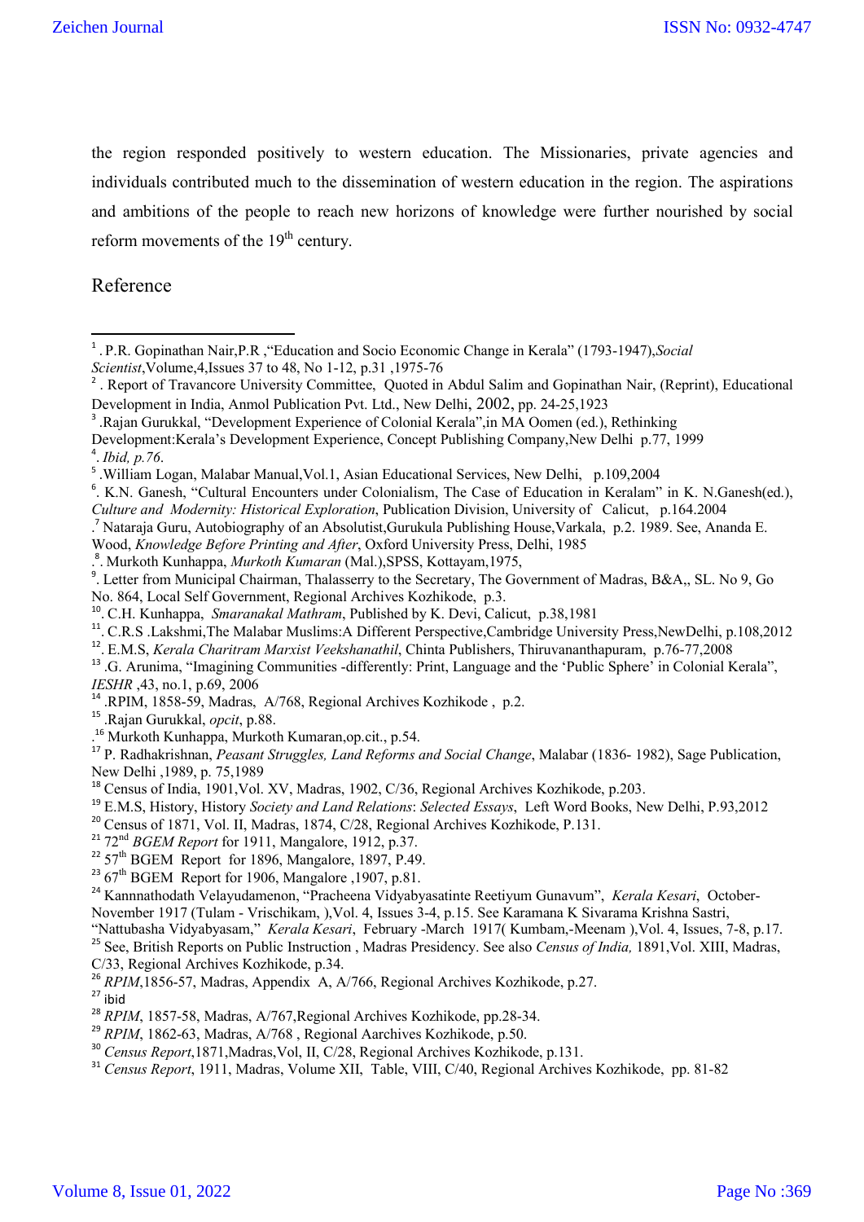the region responded positively to western education. The Missionaries, private agencies and individuals contributed much to the dissemination of western education in the region. The aspirations and ambitions of the people to reach new horizons of knowledge were further nourished by social reform movements of the 19th century.

## Reference

[1] . P.R. Gopinathan Nair,P.R ,"Education and Socio Economic Change in Kerala" (1793-1947),*Social Scientist*,Volume,4,Issues 37 to 48, No 1-12, p.31 ,1975-76

[2] . Report of Travancore University Committee, Quoted in Abdul Salim and Gopinathan Nair, (Reprint), Educational Development in India, Anmol Publication Pvt. Ltd., New Delhi, 2002, pp. 24-25,1923

[3] .Rajan Gurukkal, "Development Experience of Colonial Kerala",in MA Oomen (ed.), Rethinking Development:Kerala's Development Experience, Concept Publishing Company,New Delhi p.77, 1999

[4]. *Ibid, p.76*.

[5] .William Logan, Malabar Manual,Vol.1, Asian Educational Services, New Delhi, p.109,2004

[6]. K.N. Ganesh, "Cultural Encounters under Colonialism, The Case of Education in Keralam" in K. N.Ganesh(ed.), *Culture and Modernity: Historical Exploration*, Publication Division, University of Calicut, p.164.2004

.[7] Nataraja Guru, Autobiography of an Absolutist,Gurukula Publishing House,Varkala, p.2. 1989. See, Ananda E. Wood, *Knowledge Before Printing and After*, Oxford University Press, Delhi, 1985

.[8]. Murkoth Kunhappa, *Murkoth Kumaran* (Mal.),SPSS, Kottayam,1975,

[9]. Letter from Municipal Chairman, Thalasserry to the Secretary, The Government of Madras, B&A,, SL. No 9, Go No. 864, Local Self Government, Regional Archives Kozhikode, p.3.

[10]. C.H. Kunhappa, *Smaranakal Mathram*, Published by K. Devi, Calicut, p.38,1981

[11]. C.R.S .Lakshmi,The Malabar Muslims:A Different Perspective,Cambridge University Press,NewDelhi, p.108,2012

[12]. E.M.S, *Kerala Charitram Marxist Veekshanathil*, Chinta Publishers, Thiruvananthapuram, p.76-77,2008

[13] .G. Arunima, "Imagining Communities -differently: Print, Language and the 'Public Sphere' in Colonial Kerala", *IESHR* ,43, no.1, p.69, 2006

[14] .RPIM, 1858-59, Madras, A/768, Regional Archives Kozhikode , p.2.

[15] .Rajan Gurukkal, *opcit*, p.88.

.[16] Murkoth Kunhappa, Murkoth Kumaran,op.cit., p.54.

[17] P. Radhakrishnan, *Peasant Struggles, Land Reforms and Social Change*, Malabar (1836- 1982), Sage Publication, New Delhi ,1989, p. 75,1989

[18] Census of India, 1901,Vol. XV, Madras, 1902, C/36, Regional Archives Kozhikode, p.203.

[19] E.M.S, History, History *Society and Land Relations*: *Selected Essays*, Left Word Books, New Delhi, P.93,2012

[20] Census of 1871, Vol. II, Madras, 1874, C/28, Regional Archives Kozhikode, P.131.

[21] 72nd *BGEM Report* for 1911, Mangalore, 1912, p.37.

[22] 57th BGEM Report for 1896, Mangalore, 1897, P.49.

[23] 67th BGEM Report for 1906, Mangalore ,1907, p.81.

[24] Kannnathodath Velayudamenon, "Pracheena Vidyabyasatinte Reetiyum Gunavum", *Kerala Kesari*, October-November 1917 (Tulam - Vrischikam, ),Vol. 4, Issues 3-4, p.15. See Karamana K Sivarama Krishna Sastri, "Nattubasha Vidyabyasam," *Kerala Kesari*, February -March 1917( Kumbam,-Meenam ),Vol. 4, Issues, 7-8, p.17.

[25] See, British Reports on Public Instruction , Madras Presidency. See also *Census of India,* 1891,Vol. XIII, Madras, C/33, Regional Archives Kozhikode, p.34.

[26] *RPIM*,1856-57, Madras, Appendix A, A/766, Regional Archives Kozhikode, p.27.

[27] ibid

[28] *RPIM*, 1857-58, Madras, A/767,Regional Archives Kozhikode, pp.28-34.

[29] *RPIM*, 1862-63, Madras, A/768 , Regional Aarchives Kozhikode, p.50.

[30] *Census Report*,1871,Madras,Vol, II, C/28, Regional Archives Kozhikode, p.131.

[31] *Census Report*, 1911, Madras, Volume XII, Table, VIII, C/40, Regional Archives Kozhikode, pp. 81-82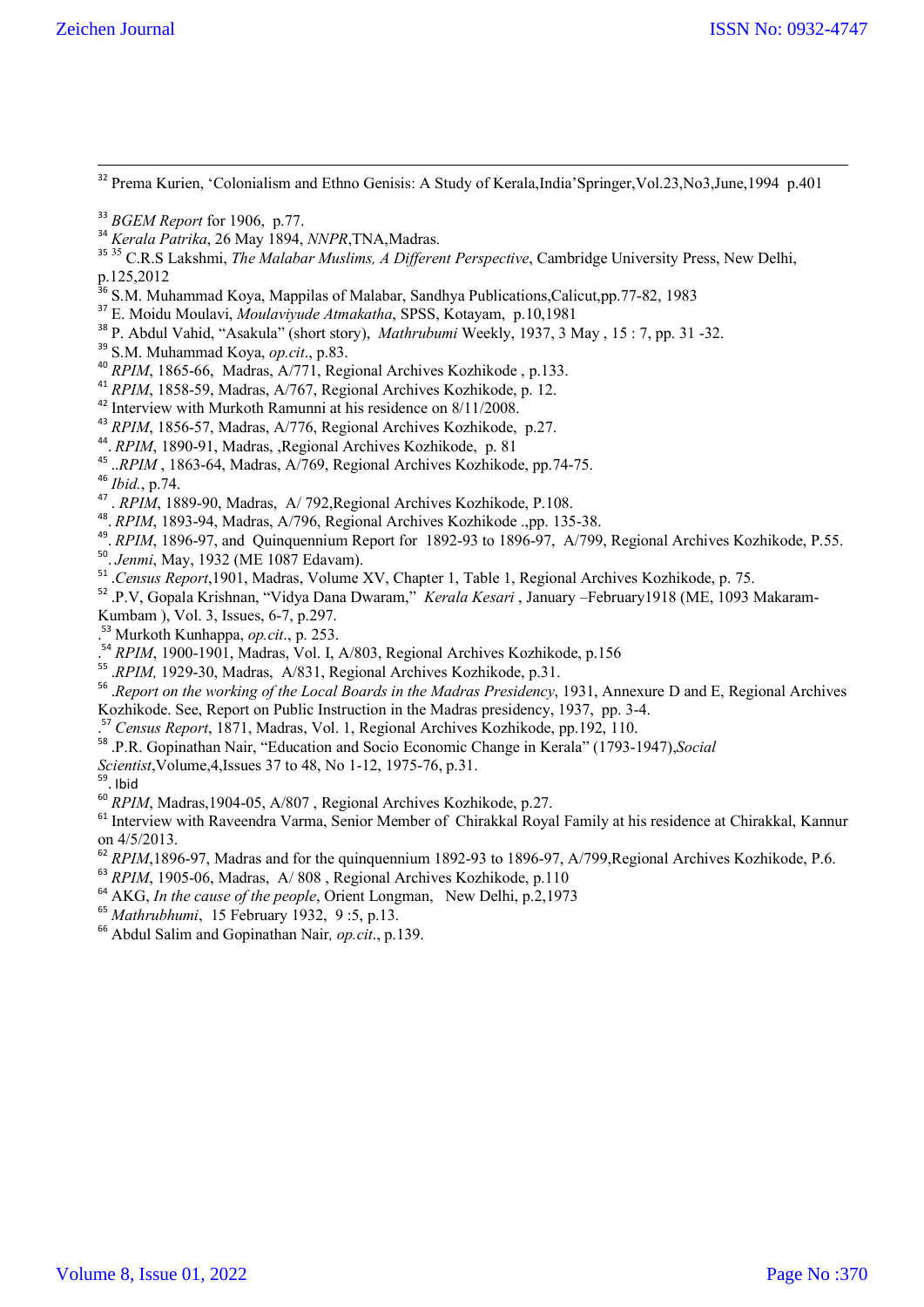[32] Prema Kurien, 'Colonialism and Ethno Genisis: A Study of Kerala,India'Springer,Vol.23,No3,June,1994 p.401

[33] *BGEM Report* for 1906, p.77.

[34] *Kerala Patrika*, 26 May 1894, *NNPR*,TNA,Madras.

[35] [35] C.R.S Lakshmi, *The Malabar Muslims, A Different Perspective*, Cambridge University Press, New Delhi, p.125,2012

[36] S.M. Muhammad Koya, Mappilas of Malabar, Sandhya Publications,Calicut,pp.77-82, 1983

[37] E. Moidu Moulavi, *Moulaviyude Atmakatha*, SPSS, Kotayam, p.10,1981

[38] P. Abdul Vahid, "Asakula" (short story), *Mathrubumi* Weekly, 1937, 3 May , 15 : 7, pp. 31 -32.

[39] S.M. Muhammad Koya, *op.cit*., p.83.

[40] *RPIM*, 1865-66, Madras, A/771, Regional Archives Kozhikode , p.133.

[41] *RPIM*, 1858-59, Madras, A/767, Regional Archives Kozhikode, p. 12.

[42] Interview with Murkoth Ramunni at his residence on 8/11/2008.

[43] *RPIM*, 1856-57, Madras, A/776, Regional Archives Kozhikode, p.27.

[44]. *RPIM*, 1890-91, Madras, ,Regional Archives Kozhikode, p. 81

[45] ..*RPIM* , 1863-64, Madras, A/769, Regional Archives Kozhikode, pp.74-75.

[46] *Ibid.*, p.74.

[47] . *RPIM*, 1889-90, Madras, A/ 792,Regional Archives Kozhikode, P.108.

[48]. *RPIM*, 1893-94, Madras, A/796, Regional Archives Kozhikode .,pp. 135-38.

[49]. *RPIM*, 1896-97, and Quinquennium Report for 1892-93 to 1896-97, A/799, Regional Archives Kozhikode, P.55.

[50]. *Jenmi*, May, 1932 (ME 1087 Edavam).

[51] .*Census Report*,1901, Madras, Volume XV, Chapter 1, Table 1, Regional Archives Kozhikode, p. 75.

[52] .P.V, Gopala Krishnan, "Vidya Dana Dwaram," *Kerala Kesari* , January –February1918 (ME, 1093 Makaram-Kumbam ), Vol. 3, Issues, 6-7, p.297.

.[53] Murkoth Kunhappa, *op.cit*., p. 253.

.[54] *RPIM*, 1900-1901, Madras, Vol. I, A/803, Regional Archives Kozhikode, p.156

[55] .*RPIM,* 1929-30, Madras, A/831, Regional Archives Kozhikode, p.31.

[56] .*Report on the working of the Local Boards in the Madras Presidency*, 1931, Annexure D and E, Regional Archives Kozhikode. See, Report on Public Instruction in the Madras presidency, 1937, pp. 3-4.

.[57] *Census Report*, 1871, Madras, Vol. 1, Regional Archives Kozhikode, pp.192, 110.

[58] .P.R. Gopinathan Nair, "Education and Socio Economic Change in Kerala" (1793-1947),*Social Scientist*,Volume,4,Issues 37 to 48, No 1-12, 1975-76, p.31.

[59]. Ibid

[60] *RPIM*, Madras,1904-05, A/807 , Regional Archives Kozhikode, p.27.

[61] Interview with Raveendra Varma, Senior Member of Chirakkal Royal Family at his residence at Chirakkal, Kannur on 4/5/2013.

[62] *RPIM*,1896-97, Madras and for the quinquennium 1892-93 to 1896-97, A/799,Regional Archives Kozhikode, P.6.

[63] *RPIM*, 1905-06, Madras, A/ 808 , Regional Archives Kozhikode, p.110

[64] AKG, *In the cause of the people*, Orient Longman, New Delhi, p.2,1973

[65] *Mathrubhumi*, 15 February 1932, 9 :5, p.13.

[66] Abdul Salim and Gopinathan Nair*, op.cit*., p.139.